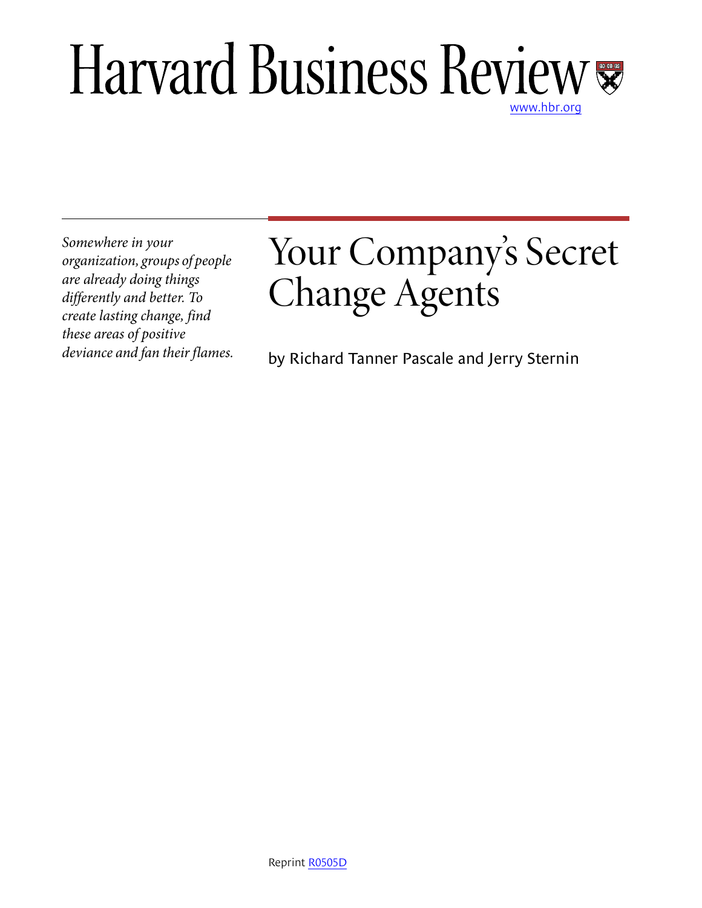Harvard Business Review

www.hbr.org

*Somewhere in your organization, groups of people are already doing things differently and better. To create lasting change, find these areas of positive deviance and fan their flames.*

# Your Company's Secret Change Agents

by Richard Tanner Pascale and Jerry Sternin

Reprint R0505D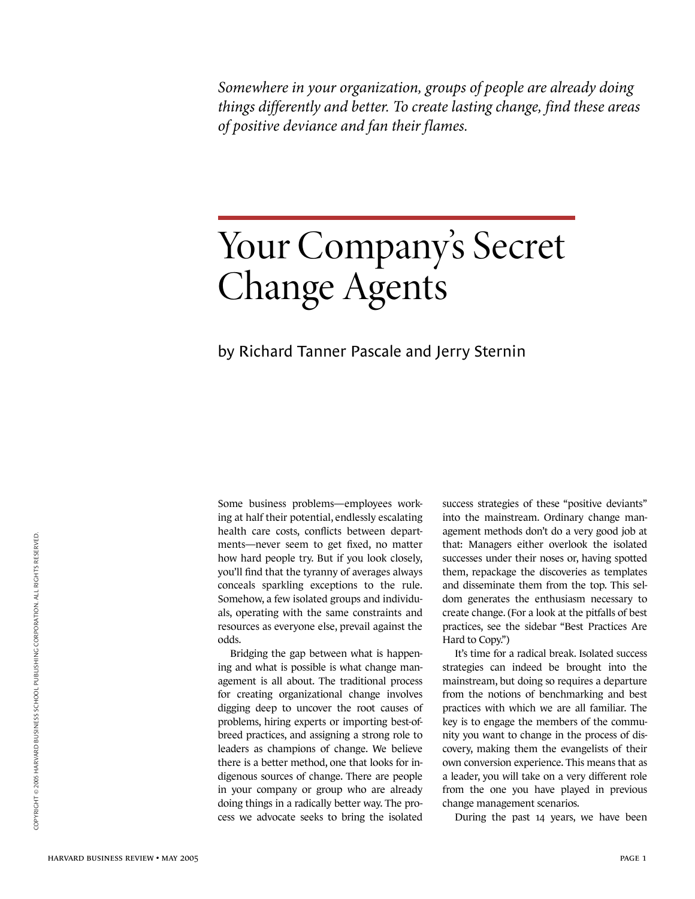*Somewhere in your organization, groups of people are already doing things differently and better. To create lasting change, find these areas of positive deviance and fan their flames.*

# Your Company's Secret Change Agents

by Richard Tanner Pascale and Jerry Sternin

Some business problems—employees working at half their potential, endlessly escalating health care costs, conflicts between departments—never seem to get fixed, no matter how hard people try. But if you look closely, you'll find that the tyranny of averages always conceals sparkling exceptions to the rule. Somehow, a few isolated groups and individuals, operating with the same constraints and resources as everyone else, prevail against the odds.

Bridging the gap between what is happening and what is possible is what change management is all about. The traditional process for creating organizational change involves digging deep to uncover the root causes of problems, hiring experts or importing best-of-breed practices, and assigning a strong role to leaders as champions of change. We believe there is a better method, one that looks for indigenous sources of change. There are people in your company or group who are already doing things in a radically better way. The process we advocate seeks to bring the isolated success strategies of these "positive deviants" into the mainstream. Ordinary change management methods don't do a very good job at that: Managers either overlook the isolated successes under their noses or, having spotted them, repackage the discoveries as templates and disseminate them from the top. This seldom generates the enthusiasm necessary to create change. (For a look at the pitfalls of best practices, see the sidebar "Best Practices Are Hard to Copy.")

It's time for a radical break. Isolated success strategies can indeed be brought into the mainstream, but doing so requires a departure from the notions of benchmarking and best practices with which we are all familiar. The key is to engage the members of the community you want to change in the process of discovery, making them the evangelists of their own conversion experience. This means that as a leader, you will take on a very different role from the one you have played in previous change management scenarios.

During the past 14 years, we have been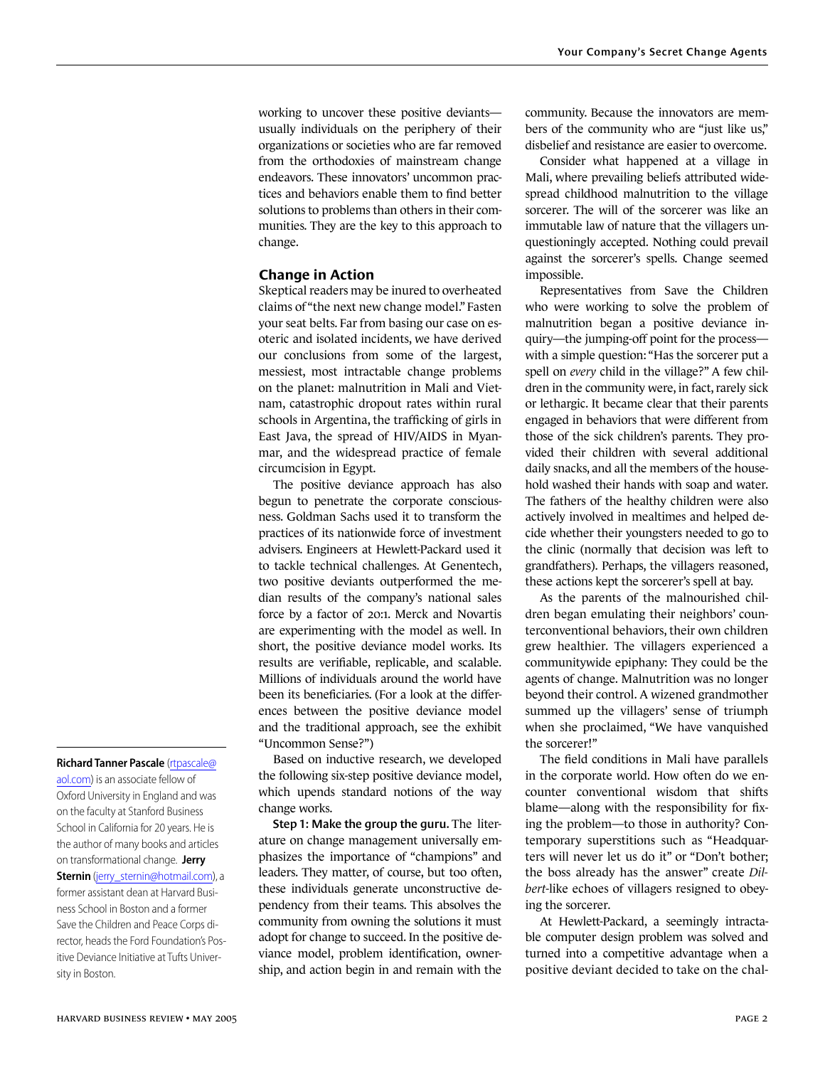working to uncover these positive deviants—usually individuals on the periphery of their organizations or societies who are far removed from the orthodoxies of mainstream change endeavors. These innovators' uncommon practices and behaviors enable them to find better solutions to problems than others in their communities. They are the key to this approach to change.

## Change in Action

Skeptical readers may be inured to overheated claims of "the next new change model." Fasten your seat belts. Far from basing our case on esoteric and isolated incidents, we have derived our conclusions from some of the largest, messiest, most intractable change problems on the planet: malnutrition in Mali and Vietnam, catastrophic dropout rates within rural schools in Argentina, the trafficking of girls in East Java, the spread of HIV/AIDS in Myanmar, and the widespread practice of female circumcision in Egypt.

The positive deviance approach has also begun to penetrate the corporate consciousness. Goldman Sachs used it to transform the practices of its nationwide force of investment advisers. Engineers at Hewlett-Packard used it to tackle technical challenges. At Genentech, two positive deviants outperformed the median results of the company's national sales force by a factor of 20:1. Merck and Novartis are experimenting with the model as well. In short, the positive deviance model works. Its results are verifiable, replicable, and scalable. Millions of individuals around the world have been its beneficiaries. (For a look at the differences between the positive deviance model and the traditional approach, see the exhibit "Uncommon Sense?")

Based on inductive research, we developed the following six-step positive deviance model, which upends standard notions of the way change works.

**Step 1: Make the group the guru.** The literature on change management universally emphasizes the importance of "champions" and leaders. They matter, of course, but too often, these individuals generate unconstructive dependency from their teams. This absolves the community from owning the solutions it must adopt for change to succeed. In the positive deviance model, problem identification, ownership, and action begin in and remain with the community. Because the innovators are members of the community who are "just like us," disbelief and resistance are easier to overcome.

Consider what happened at a village in Mali, where prevailing beliefs attributed widespread childhood malnutrition to the village sorcerer. The will of the sorcerer was like an immutable law of nature that the villagers unquestioningly accepted. Nothing could prevail against the sorcerer's spells. Change seemed impossible.

Representatives from Save the Children who were working to solve the problem of malnutrition began a positive deviance inquiry—the jumping-off point for the process—with a simple question: "Has the sorcerer put a spell on *every* child in the village?" A few children in the community were, in fact, rarely sick or lethargic. It became clear that their parents engaged in behaviors that were different from those of the sick children's parents. They provided their children with several additional daily snacks, and all the members of the household washed their hands with soap and water. The fathers of the healthy children were also actively involved in mealtimes and helped decide whether their youngsters needed to go to the clinic (normally that decision was left to grandfathers). Perhaps, the villagers reasoned, these actions kept the sorcerer's spell at bay.

As the parents of the malnourished children began emulating their neighbors' counterconventional behaviors, their own children grew healthier. The villagers experienced a communitywide epiphany: They could be the agents of change. Malnutrition was no longer beyond their control. A wizened grandmother summed up the villagers' sense of triumph when she proclaimed, "We have vanquished the sorcerer!"

The field conditions in Mali have parallels in the corporate world. How often do we encounter conventional wisdom that shifts blame—along with the responsibility for fixing the problem—to those in authority? Contemporary superstitions such as "Headquarters will never let us do it" or "Don't bother; the boss already has the answer" create *Dilbert*-like echoes of villagers resigned to obeying the sorcerer.

At Hewlett-Packard, a seemingly intractable computer design problem was solved and turned into a competitive advantage when a positive deviant decided to take on the chal-

---

**Richard Tanner Pascale** (rtpascale@aol.com) is an associate fellow of Oxford University in England and was on the faculty at Stanford Business School in California for 20 years. He is the author of many books and articles on transformational change. **Jerry Sternin** (jerry_sternin@hotmail.com), a former assistant dean at Harvard Business School in Boston and a former Save the Children and Peace Corps director, heads the Ford Foundation's Positive Deviance Initiative at Tufts University in Boston.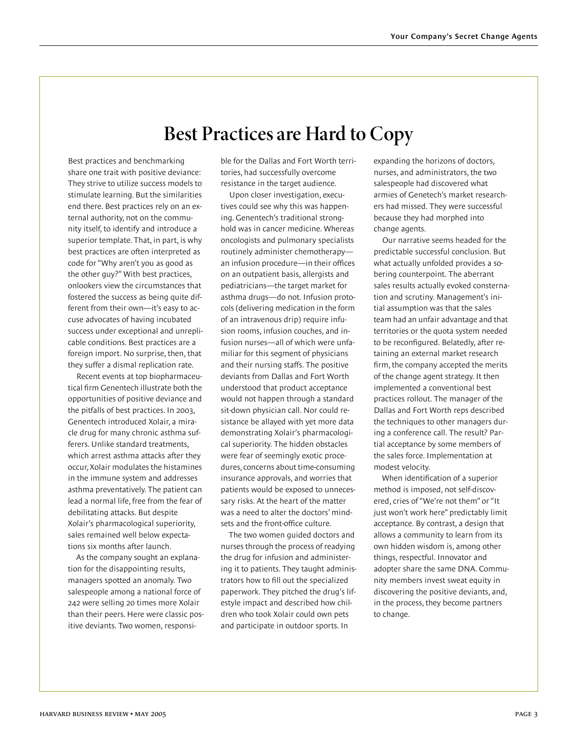## Best Practices are Hard to Copy

Best practices and benchmarking share one trait with positive deviance: They strive to utilize success models to stimulate learning. But the similarities end there. Best practices rely on an external authority, not on the community itself, to identify and introduce a superior template. That, in part, is why best practices are often interpreted as code for "Why aren't you as good as the other guy?" With best practices, onlookers view the circumstances that fostered the success as being quite different from their own—it's easy to accuse advocates of having incubated success under exceptional and unreplicable conditions. Best practices are a foreign import. No surprise, then, that they suffer a dismal replication rate.

Recent events at top biopharmaceutical firm Genentech illustrate both the opportunities of positive deviance and the pitfalls of best practices. In 2003, Genentech introduced Xolair, a miracle drug for many chronic asthma sufferers. Unlike standard treatments, which arrest asthma attacks after they occur, Xolair modulates the histamines in the immune system and addresses asthma preventatively. The patient can lead a normal life, free from the fear of debilitating attacks. But despite Xolair's pharmacological superiority, sales remained well below expectations six months after launch.

As the company sought an explanation for the disappointing results, managers spotted an anomaly. Two salespeople among a national force of 242 were selling 20 times more Xolair than their peers. Here were classic positive deviants. Two women, responsible for the Dallas and Fort Worth territories, had successfully overcome resistance in the target audience.

Upon closer investigation, executives could see why this was happening. Genentech's traditional stronghold was in cancer medicine. Whereas oncologists and pulmonary specialists routinely administer chemotherapy—an infusion procedure—in their offices on an outpatient basis, allergists and pediatricians—the target market for asthma drugs—do not. Infusion protocols (delivering medication in the form of an intravenous drip) require infusion rooms, infusion couches, and infusion nurses—all of which were unfamiliar for this segment of physicians and their nursing staffs. The positive deviants from Dallas and Fort Worth understood that product acceptance would not happen through a standard sit-down physician call. Nor could resistance be allayed with yet more data demonstrating Xolair's pharmacological superiority. The hidden obstacles were fear of seemingly exotic procedures, concerns about time-consuming insurance approvals, and worries that patients would be exposed to unnecessary risks. At the heart of the matter was a need to alter the doctors' mindsets and the front-office culture.

The two women guided doctors and nurses through the process of readying the drug for infusion and administering it to patients. They taught administrators how to fill out the specialized paperwork. They pitched the drug's lifestyle impact and described how children who took Xolair could own pets and participate in outdoor sports. In expanding the horizons of doctors, nurses, and administrators, the two salespeople had discovered what armies of Genetech's market researchers had missed. They were successful because they had morphed into change agents.

Our narrative seems headed for the predictable successful conclusion. But what actually unfolded provides a sobering counterpoint. The aberrant sales results actually evoked consternation and scrutiny. Management's initial assumption was that the sales team had an unfair advantage and that territories or the quota system needed to be reconfigured. Belatedly, after retaining an external market research firm, the company accepted the merits of the change agent strategy. It then implemented a conventional best practices rollout. The manager of the Dallas and Fort Worth reps described the techniques to other managers during a conference call. The result? Partial acceptance by some members of the sales force. Implementation at modest velocity.

When identification of a superior method is imposed, not self-discovered, cries of "We're not them" or "It just won't work here" predictably limit acceptance. By contrast, a design that allows a community to learn from its own hidden wisdom is, among other things, respectful. Innovator and adopter share the same DNA. Community members invest sweat equity in discovering the positive deviants, and, in the process, they become partners to change.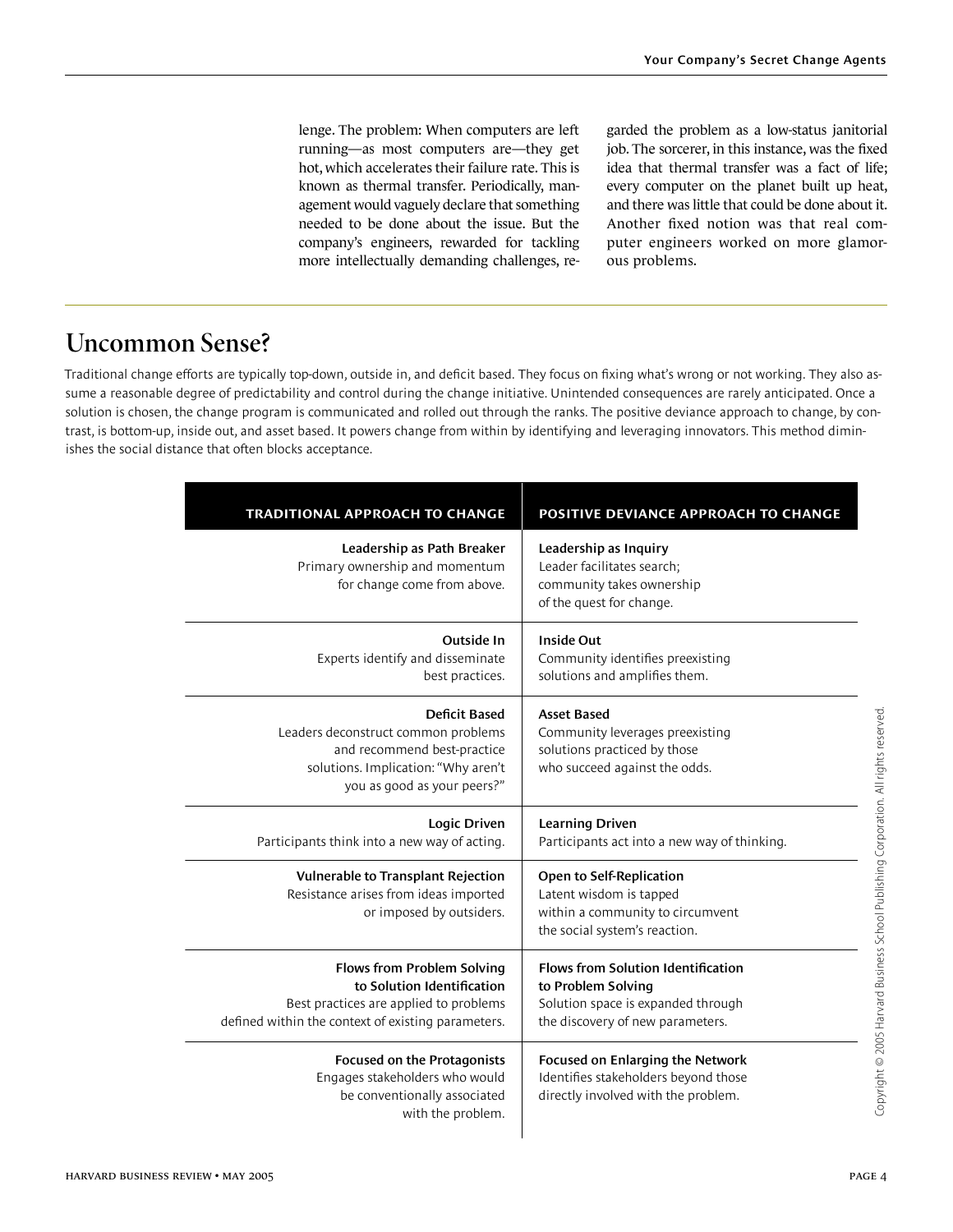lenge. The problem: When computers are left running—as most computers are—they get hot, which accelerates their failure rate. This is known as thermal transfer. Periodically, management would vaguely declare that something needed to be done about the issue. But the company's engineers, rewarded for tackling more intellectually demanding challenges, regarded the problem as a low-status janitorial job. The sorcerer, in this instance, was the fixed idea that thermal transfer was a fact of life; every computer on the planet built up heat, and there was little that could be done about it. Another fixed notion was that real computer engineers worked on more glamorous problems.

## Uncommon Sense?

Traditional change efforts are typically top-down, outside in, and deficit based. They focus on fixing what's wrong or not working. They also assume a reasonable degree of predictability and control during the change initiative. Unintended consequences are rarely anticipated. Once a solution is chosen, the change program is communicated and rolled out through the ranks. The positive deviance approach to change, by contrast, is bottom-up, inside out, and asset based. It powers change from within by identifying and leveraging innovators. This method diminishes the social distance that often blocks acceptance.

| TRADITIONAL APPROACH TO CHANGE | POSITIVE DEVIANCE APPROACH TO CHANGE |
|---|---|
| **Leadership as Path Breaker** Primary ownership and momentum for change come from above. | **Leadership as Inquiry** Leader facilitates search; community takes ownership of the quest for change. |
| **Outside In** Experts identify and disseminate best practices. | **Inside Out** Community identifies preexisting solutions and amplifies them. |
| **Deficit Based** Leaders deconstruct common problems and recommend best-practice solutions. Implication: "Why aren't you as good as your peers?" | **Asset Based** Community leverages preexisting solutions practiced by those who succeed against the odds. |
| **Logic Driven** Participants think into a new way of acting. | **Learning Driven** Participants act into a new way of thinking. |
| **Vulnerable to Transplant Rejection** Resistance arises from ideas imported or imposed by outsiders. | **Open to Self-Replication** Latent wisdom is tapped within a community to circumvent the social system's reaction. |
| **Flows from Problem Solving to Solution Identification** Best practices are applied to problems defined within the context of existing parameters. | **Flows from Solution Identification to Problem Solving** Solution space is expanded through the discovery of new parameters. |
| **Focused on the Protagonists** Engages stakeholders who would be conventionally associated with the problem. | **Focused on Enlarging the Network** Identifies stakeholders beyond those directly involved with the problem. |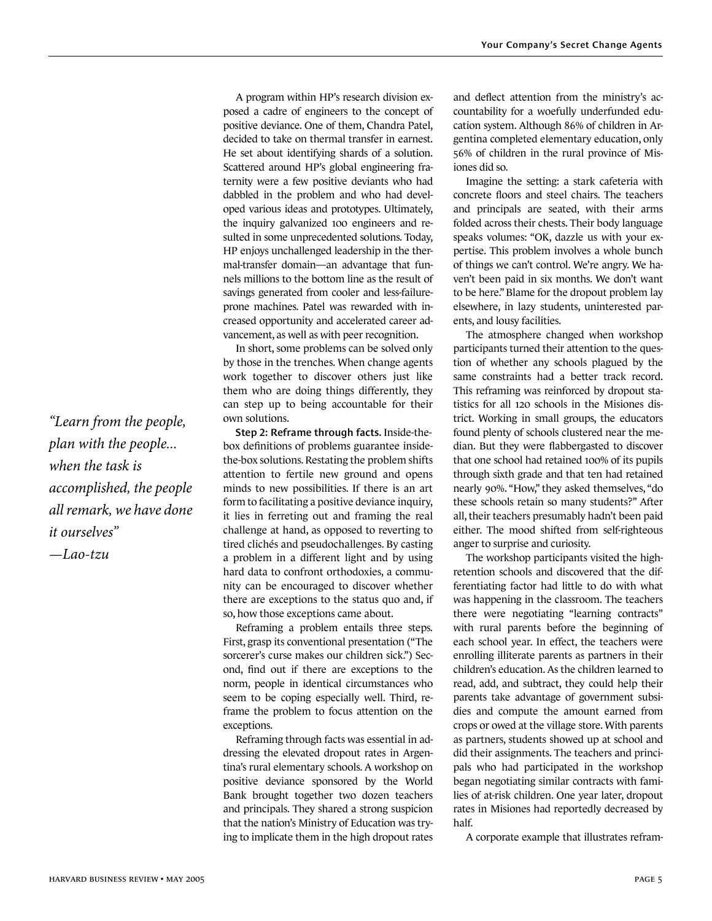*"Learn from the people, plan with the people… when the task is accomplished, the people all remark, we have done it ourselves"*
*—Lao-tzu*

A program within HP's research division exposed a cadre of engineers to the concept of positive deviance. One of them, Chandra Patel, decided to take on thermal transfer in earnest. He set about identifying shards of a solution. Scattered around HP's global engineering fraternity were a few positive deviants who had dabbled in the problem and who had developed various ideas and prototypes. Ultimately, the inquiry galvanized 100 engineers and resulted in some unprecedented solutions. Today, HP enjoys unchallenged leadership in the thermal-transfer domain—an advantage that funnels millions to the bottom line as the result of savings generated from cooler and less-failure-prone machines. Patel was rewarded with increased opportunity and accelerated career advancement, as well as with peer recognition.

In short, some problems can be solved only by those in the trenches. When change agents work together to discover others just like them who are doing things differently, they can step up to being accountable for their own solutions.

**Step 2: Reframe through facts.** Inside-the-box definitions of problems guarantee inside-the-box solutions. Restating the problem shifts attention to fertile new ground and opens minds to new possibilities. If there is an art form to facilitating a positive deviance inquiry, it lies in ferreting out and framing the real challenge at hand, as opposed to reverting to tired clichés and pseudochallenges. By casting a problem in a different light and by using hard data to confront orthodoxies, a community can be encouraged to discover whether there are exceptions to the status quo and, if so, how those exceptions came about.

Reframing a problem entails three steps. First, grasp its conventional presentation ("The sorcerer's curse makes our children sick.") Second, find out if there are exceptions to the norm, people in identical circumstances who seem to be coping especially well. Third, reframe the problem to focus attention on the exceptions.

Reframing through facts was essential in addressing the elevated dropout rates in Argentina's rural elementary schools. A workshop on positive deviance sponsored by the World Bank brought together two dozen teachers and principals. They shared a strong suspicion that the nation's Ministry of Education was trying to implicate them in the high dropout rates and deflect attention from the ministry's accountability for a woefully underfunded education system. Although 86% of children in Argentina completed elementary education, only 56% of children in the rural province of Misiones did so.

Imagine the setting: a stark cafeteria with concrete floors and steel chairs. The teachers and principals are seated, with their arms folded across their chests. Their body language speaks volumes: "OK, dazzle us with your expertise. This problem involves a whole bunch of things we can't control. We're angry. We haven't been paid in six months. We don't want to be here." Blame for the dropout problem lay elsewhere, in lazy students, uninterested parents, and lousy facilities.

The atmosphere changed when workshop participants turned their attention to the question of whether any schools plagued by the same constraints had a better track record. This reframing was reinforced by dropout statistics for all 120 schools in the Misiones district. Working in small groups, the educators found plenty of schools clustered near the median. But they were flabbergasted to discover that one school had retained 100% of its pupils through sixth grade and that ten had retained nearly 90%. "How," they asked themselves, "do these schools retain so many students?" After all, their teachers presumably hadn't been paid either. The mood shifted from self-righteous anger to surprise and curiosity.

The workshop participants visited the high-retention schools and discovered that the differentiating factor had little to do with what was happening in the classroom. The teachers there were negotiating "learning contracts" with rural parents before the beginning of each school year. In effect, the teachers were enrolling illiterate parents as partners in their children's education. As the children learned to read, add, and subtract, they could help their parents take advantage of government subsidies and compute the amount earned from crops or owed at the village store. With parents as partners, students showed up at school and did their assignments. The teachers and principals who had participated in the workshop began negotiating similar contracts with families of at-risk children. One year later, dropout rates in Misiones had reportedly decreased by half.

A corporate example that illustrates refram-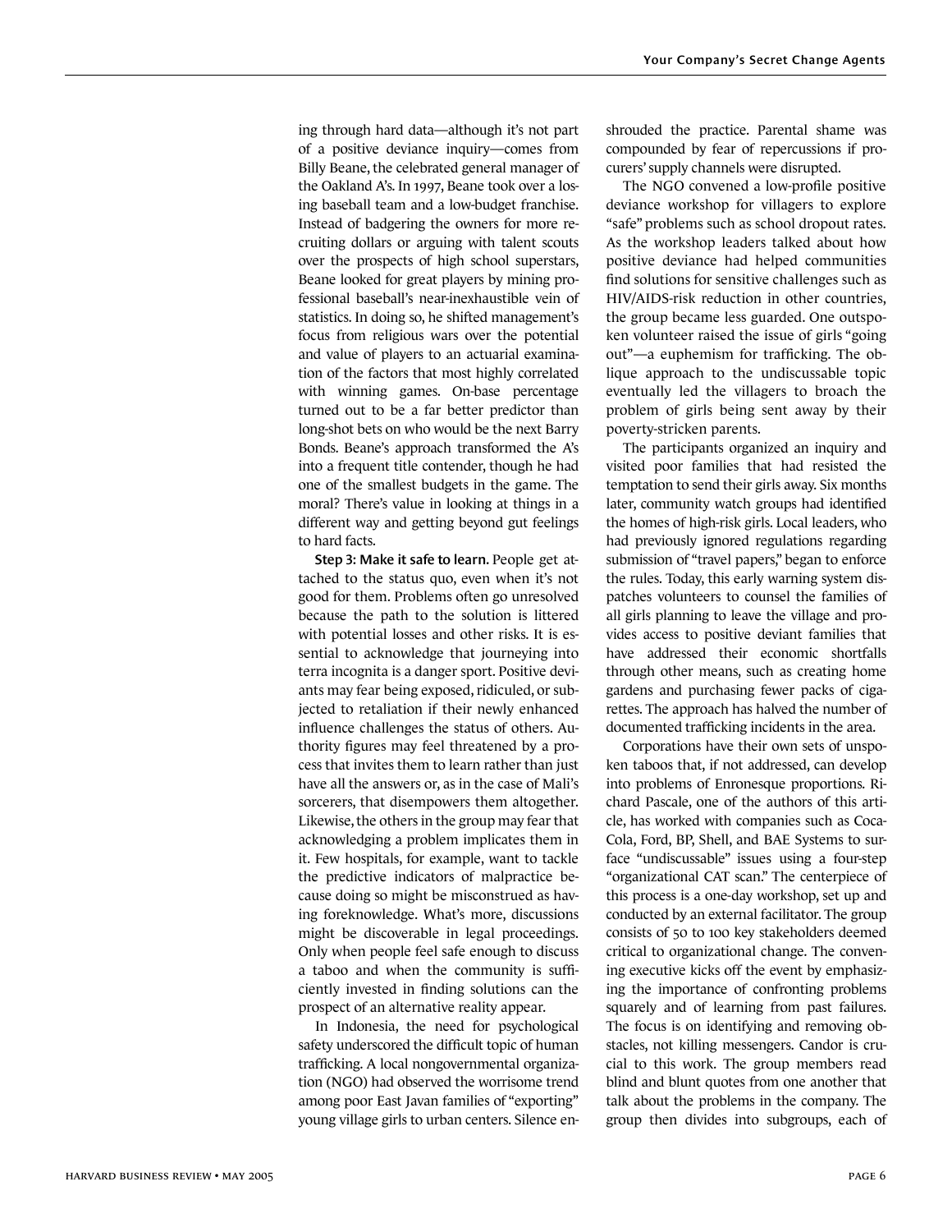ing through hard data—although it's not part of a positive deviance inquiry—comes from Billy Beane, the celebrated general manager of the Oakland A's. In 1997, Beane took over a losing baseball team and a low-budget franchise. Instead of badgering the owners for more recruiting dollars or arguing with talent scouts over the prospects of high school superstars, Beane looked for great players by mining professional baseball's near-inexhaustible vein of statistics. In doing so, he shifted management's focus from religious wars over the potential and value of players to an actuarial examination of the factors that most highly correlated with winning games. On-base percentage turned out to be a far better predictor than long-shot bets on who would be the next Barry Bonds. Beane's approach transformed the A's into a frequent title contender, though he had one of the smallest budgets in the game. The moral? There's value in looking at things in a different way and getting beyond gut feelings to hard facts.

**Step 3: Make it safe to learn.** People get attached to the status quo, even when it's not good for them. Problems often go unresolved because the path to the solution is littered with potential losses and other risks. It is essential to acknowledge that journeying into terra incognita is a danger sport. Positive deviants may fear being exposed, ridiculed, or subjected to retaliation if their newly enhanced influence challenges the status of others. Authority figures may feel threatened by a process that invites them to learn rather than just have all the answers or, as in the case of Mali's sorcerers, that disempowers them altogether. Likewise, the others in the group may fear that acknowledging a problem implicates them in it. Few hospitals, for example, want to tackle the predictive indicators of malpractice because doing so might be misconstrued as having foreknowledge. What's more, discussions might be discoverable in legal proceedings. Only when people feel safe enough to discuss a taboo and when the community is sufficiently invested in finding solutions can the prospect of an alternative reality appear.

In Indonesia, the need for psychological safety underscored the difficult topic of human trafficking. A local nongovernmental organization (NGO) had observed the worrisome trend among poor East Javan families of "exporting" young village girls to urban centers. Silence enshrouded the practice. Parental shame was compounded by fear of repercussions if procurers' supply channels were disrupted.

The NGO convened a low-profile positive deviance workshop for villagers to explore "safe" problems such as school dropout rates. As the workshop leaders talked about how positive deviance had helped communities find solutions for sensitive challenges such as HIV/AIDS-risk reduction in other countries, the group became less guarded. One outspoken volunteer raised the issue of girls "going out"—a euphemism for trafficking. The oblique approach to the undiscussable topic eventually led the villagers to broach the problem of girls being sent away by their poverty-stricken parents.

The participants organized an inquiry and visited poor families that had resisted the temptation to send their girls away. Six months later, community watch groups had identified the homes of high-risk girls. Local leaders, who had previously ignored regulations regarding submission of "travel papers," began to enforce the rules. Today, this early warning system dispatches volunteers to counsel the families of all girls planning to leave the village and provides access to positive deviant families that have addressed their economic shortfalls through other means, such as creating home gardens and purchasing fewer packs of cigarettes. The approach has halved the number of documented trafficking incidents in the area.

Corporations have their own sets of unspoken taboos that, if not addressed, can develop into problems of Enronesque proportions. Richard Pascale, one of the authors of this article, has worked with companies such as Coca-Cola, Ford, BP, Shell, and BAE Systems to surface "undiscussable" issues using a four-step "organizational CAT scan." The centerpiece of this process is a one-day workshop, set up and conducted by an external facilitator. The group consists of 50 to 100 key stakeholders deemed critical to organizational change. The convening executive kicks off the event by emphasizing the importance of confronting problems squarely and of learning from past failures. The focus is on identifying and removing obstacles, not killing messengers. Candor is crucial to this work. The group members read blind and blunt quotes from one another that talk about the problems in the company. The group then divides into subgroups, each of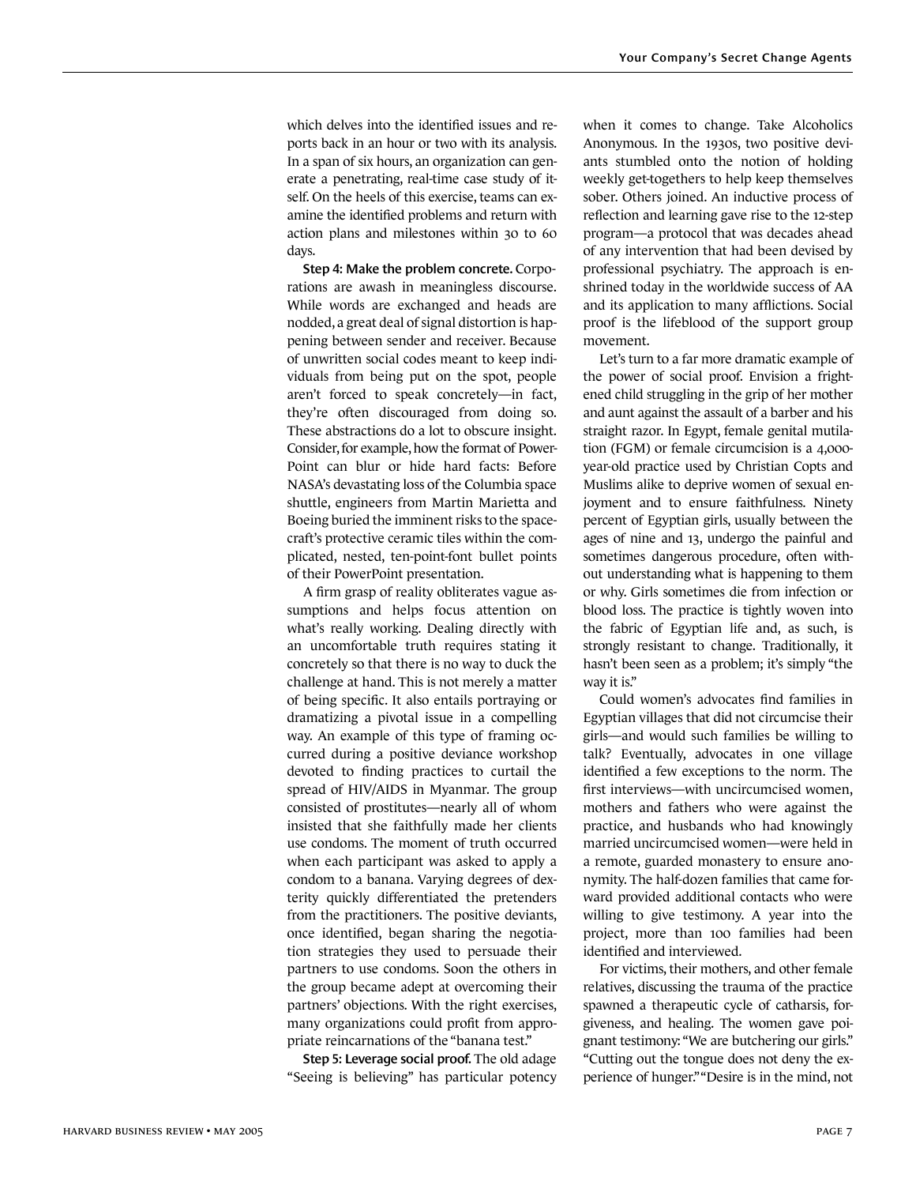which delves into the identified issues and reports back in an hour or two with its analysis. In a span of six hours, an organization can generate a penetrating, real-time case study of itself. On the heels of this exercise, teams can examine the identified problems and return with action plans and milestones within 30 to 60 days.

**Step 4: Make the problem concrete.** Corporations are awash in meaningless discourse. While words are exchanged and heads are nodded, a great deal of signal distortion is happening between sender and receiver. Because of unwritten social codes meant to keep individuals from being put on the spot, people aren't forced to speak concretely—in fact, they're often discouraged from doing so. These abstractions do a lot to obscure insight. Consider, for example, how the format of PowerPoint can blur or hide hard facts: Before NASA's devastating loss of the Columbia space shuttle, engineers from Martin Marietta and Boeing buried the imminent risks to the spacecraft's protective ceramic tiles within the complicated, nested, ten-point-font bullet points of their PowerPoint presentation.

A firm grasp of reality obliterates vague assumptions and helps focus attention on what's really working. Dealing directly with an uncomfortable truth requires stating it concretely so that there is no way to duck the challenge at hand. This is not merely a matter of being specific. It also entails portraying or dramatizing a pivotal issue in a compelling way. An example of this type of framing occurred during a positive deviance workshop devoted to finding practices to curtail the spread of HIV/AIDS in Myanmar. The group consisted of prostitutes—nearly all of whom insisted that she faithfully made her clients use condoms. The moment of truth occurred when each participant was asked to apply a condom to a banana. Varying degrees of dexterity quickly differentiated the pretenders from the practitioners. The positive deviants, once identified, began sharing the negotiation strategies they used to persuade their partners to use condoms. Soon the others in the group became adept at overcoming their partners' objections. With the right exercises, many organizations could profit from appropriate reincarnations of the "banana test."

**Step 5: Leverage social proof.** The old adage "Seeing is believing" has particular potency when it comes to change. Take Alcoholics Anonymous. In the 1930s, two positive deviants stumbled onto the notion of holding weekly get-togethers to help keep themselves sober. Others joined. An inductive process of reflection and learning gave rise to the 12-step program—a protocol that was decades ahead of any intervention that had been devised by professional psychiatry. The approach is enshrined today in the worldwide success of AA and its application to many afflictions. Social proof is the lifeblood of the support group movement.

Let's turn to a far more dramatic example of the power of social proof. Envision a frightened child struggling in the grip of her mother and aunt against the assault of a barber and his straight razor. In Egypt, female genital mutilation (FGM) or female circumcision is a 4,000-year-old practice used by Christian Copts and Muslims alike to deprive women of sexual enjoyment and to ensure faithfulness. Ninety percent of Egyptian girls, usually between the ages of nine and 13, undergo the painful and sometimes dangerous procedure, often without understanding what is happening to them or why. Girls sometimes die from infection or blood loss. The practice is tightly woven into the fabric of Egyptian life and, as such, is strongly resistant to change. Traditionally, it hasn't been seen as a problem; it's simply "the way it is."

Could women's advocates find families in Egyptian villages that did not circumcise their girls—and would such families be willing to talk? Eventually, advocates in one village identified a few exceptions to the norm. The first interviews—with uncircumcised women, mothers and fathers who were against the practice, and husbands who had knowingly married uncircumcised women—were held in a remote, guarded monastery to ensure anonymity. The half-dozen families that came forward provided additional contacts who were willing to give testimony. A year into the project, more than 100 families had been identified and interviewed.

For victims, their mothers, and other female relatives, discussing the trauma of the practice spawned a therapeutic cycle of catharsis, forgiveness, and healing. The women gave poignant testimony: "We are butchering our girls." "Cutting out the tongue does not deny the experience of hunger." "Desire is in the mind, not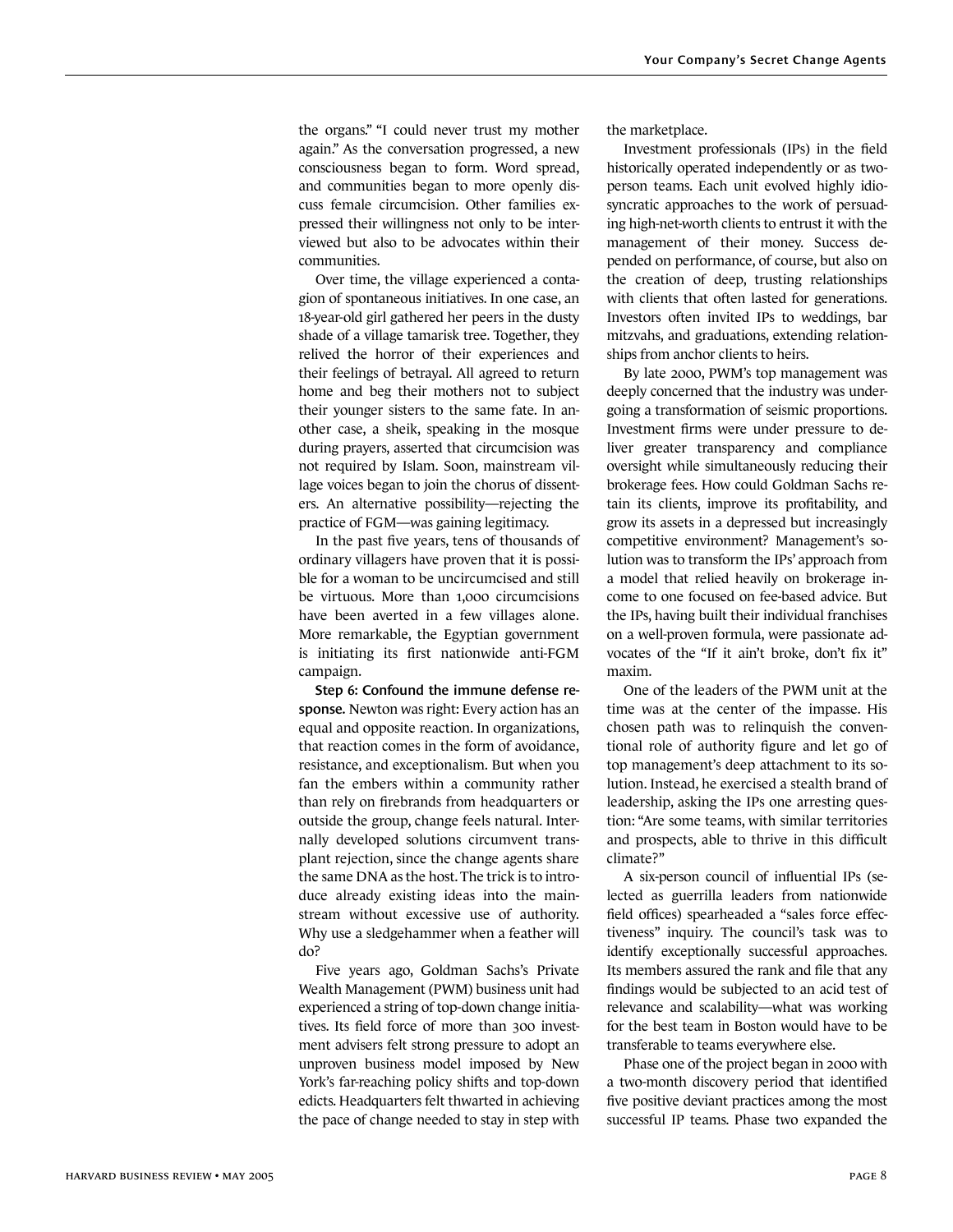the organs." "I could never trust my mother again." As the conversation progressed, a new consciousness began to form. Word spread, and communities began to more openly discuss female circumcision. Other families expressed their willingness not only to be interviewed but also to be advocates within their communities.

Over time, the village experienced a contagion of spontaneous initiatives. In one case, an 18-year-old girl gathered her peers in the dusty shade of a village tamarisk tree. Together, they relived the horror of their experiences and their feelings of betrayal. All agreed to return home and beg their mothers not to subject their younger sisters to the same fate. In another case, a sheik, speaking in the mosque during prayers, asserted that circumcision was not required by Islam. Soon, mainstream village voices began to join the chorus of dissenters. An alternative possibility—rejecting the practice of FGM—was gaining legitimacy.

In the past five years, tens of thousands of ordinary villagers have proven that it is possible for a woman to be uncircumcised and still be virtuous. More than 1,000 circumcisions have been averted in a few villages alone. More remarkable, the Egyptian government is initiating its first nationwide anti-FGM campaign.

**Step 6: Confound the immune defense response.** Newton was right: Every action has an equal and opposite reaction. In organizations, that reaction comes in the form of avoidance, resistance, and exceptionalism. But when you fan the embers within a community rather than rely on firebrands from headquarters or outside the group, change feels natural. Internally developed solutions circumvent transplant rejection, since the change agents share the same DNA as the host. The trick is to introduce already existing ideas into the mainstream without excessive use of authority. Why use a sledgehammer when a feather will do?

Five years ago, Goldman Sachs's Private Wealth Management (PWM) business unit had experienced a string of top-down change initiatives. Its field force of more than 300 investment advisers felt strong pressure to adopt an unproven business model imposed by New York's far-reaching policy shifts and top-down edicts. Headquarters felt thwarted in achieving the pace of change needed to stay in step with the marketplace.

Investment professionals (IPs) in the field historically operated independently or as two-person teams. Each unit evolved highly idiosyncratic approaches to the work of persuading high-net-worth clients to entrust it with the management of their money. Success depended on performance, of course, but also on the creation of deep, trusting relationships with clients that often lasted for generations. Investors often invited IPs to weddings, bar mitzvahs, and graduations, extending relationships from anchor clients to heirs.

By late 2000, PWM's top management was deeply concerned that the industry was undergoing a transformation of seismic proportions. Investment firms were under pressure to deliver greater transparency and compliance oversight while simultaneously reducing their brokerage fees. How could Goldman Sachs retain its clients, improve its profitability, and grow its assets in a depressed but increasingly competitive environment? Management's solution was to transform the IPs' approach from a model that relied heavily on brokerage income to one focused on fee-based advice. But the IPs, having built their individual franchises on a well-proven formula, were passionate advocates of the "If it ain't broke, don't fix it" maxim.

One of the leaders of the PWM unit at the time was at the center of the impasse. His chosen path was to relinquish the conventional role of authority figure and let go of top management's deep attachment to its solution. Instead, he exercised a stealth brand of leadership, asking the IPs one arresting question: "Are some teams, with similar territories and prospects, able to thrive in this difficult climate?"

A six-person council of influential IPs (selected as guerrilla leaders from nationwide field offices) spearheaded a "sales force effectiveness" inquiry. The council's task was to identify exceptionally successful approaches. Its members assured the rank and file that any findings would be subjected to an acid test of relevance and scalability—what was working for the best team in Boston would have to be transferable to teams everywhere else.

Phase one of the project began in 2000 with a two-month discovery period that identified five positive deviant practices among the most successful IP teams. Phase two expanded the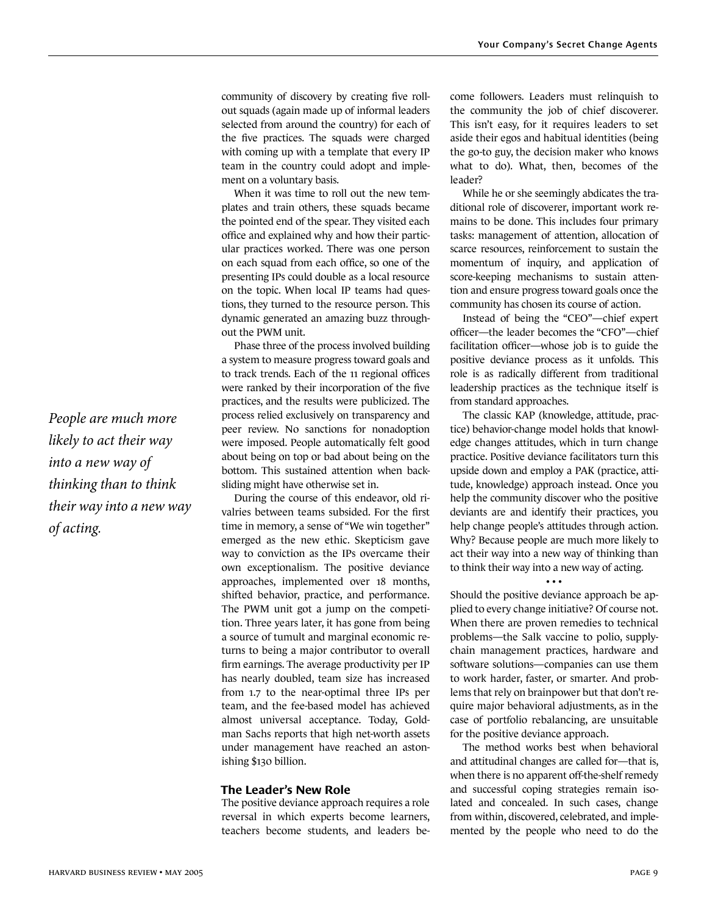community of discovery by creating five rollout squads (again made up of informal leaders selected from around the country) for each of the five practices. The squads were charged with coming up with a template that every IP team in the country could adopt and implement on a voluntary basis.

When it was time to roll out the new templates and train others, these squads became the pointed end of the spear. They visited each office and explained why and how their particular practices worked. There was one person on each squad from each office, so one of the presenting IPs could double as a local resource on the topic. When local IP teams had questions, they turned to the resource person. This dynamic generated an amazing buzz throughout the PWM unit.

Phase three of the process involved building a system to measure progress toward goals and to track trends. Each of the 11 regional offices were ranked by their incorporation of the five practices, and the results were publicized. The process relied exclusively on transparency and peer review. No sanctions for nonadoption were imposed. People automatically felt good about being on top or bad about being on the bottom. This sustained attention when backsliding might have otherwise set in.

During the course of this endeavor, old rivalries between teams subsided. For the first time in memory, a sense of "We win together" emerged as the new ethic. Skepticism gave way to conviction as the IPs overcame their own exceptionalism. The positive deviance approaches, implemented over 18 months, shifted behavior, practice, and performance. The PWM unit got a jump on the competition. Three years later, it has gone from being a source of tumult and marginal economic returns to being a major contributor to overall firm earnings. The average productivity per IP has nearly doubled, team size has increased from 1.7 to the near-optimal three IPs per team, and the fee-based model has achieved almost universal acceptance. Today, Goldman Sachs reports that high net-worth assets under management have reached an astonishing $130 billion.

### The Leader's New Role

The positive deviance approach requires a role reversal in which experts become learners, teachers become students, and leaders become followers. Leaders must relinquish to the community the job of chief discoverer. This isn't easy, for it requires leaders to set aside their egos and habitual identities (being the go-to guy, the decision maker who knows what to do). What, then, becomes of the leader?

While he or she seemingly abdicates the traditional role of discoverer, important work remains to be done. This includes four primary tasks: management of attention, allocation of scarce resources, reinforcement to sustain the momentum of inquiry, and application of score-keeping mechanisms to sustain attention and ensure progress toward goals once the community has chosen its course of action.

Instead of being the "CEO"—chief expert officer—the leader becomes the "CFO"—chief facilitation officer—whose job is to guide the positive deviance process as it unfolds. This role is as radically different from traditional leadership practices as the technique itself is from standard approaches.

The classic KAP (knowledge, attitude, practice) behavior-change model holds that knowledge changes attitudes, which in turn change practice. Positive deviance facilitators turn this upside down and employ a PAK (practice, attitude, knowledge) approach instead. Once you help the community discover who the positive deviants are and identify their practices, you help change people's attitudes through action. Why? Because people are much more likely to act their way into a new way of thinking than to think their way into a new way of acting.

*People are much more likely to act their way into a new way of thinking than to think their way into a new way of acting.*

• • •

Should the positive deviance approach be applied to every change initiative? Of course not. When there are proven remedies to technical problems—the Salk vaccine to polio, supply-chain management practices, hardware and software solutions—companies can use them to work harder, faster, or smarter. And problems that rely on brainpower but that don't require major behavioral adjustments, as in the case of portfolio rebalancing, are unsuitable for the positive deviance approach.

The method works best when behavioral and attitudinal changes are called for—that is, when there is no apparent off-the-shelf remedy and successful coping strategies remain isolated and concealed. In such cases, change from within, discovered, celebrated, and implemented by the people who need to do the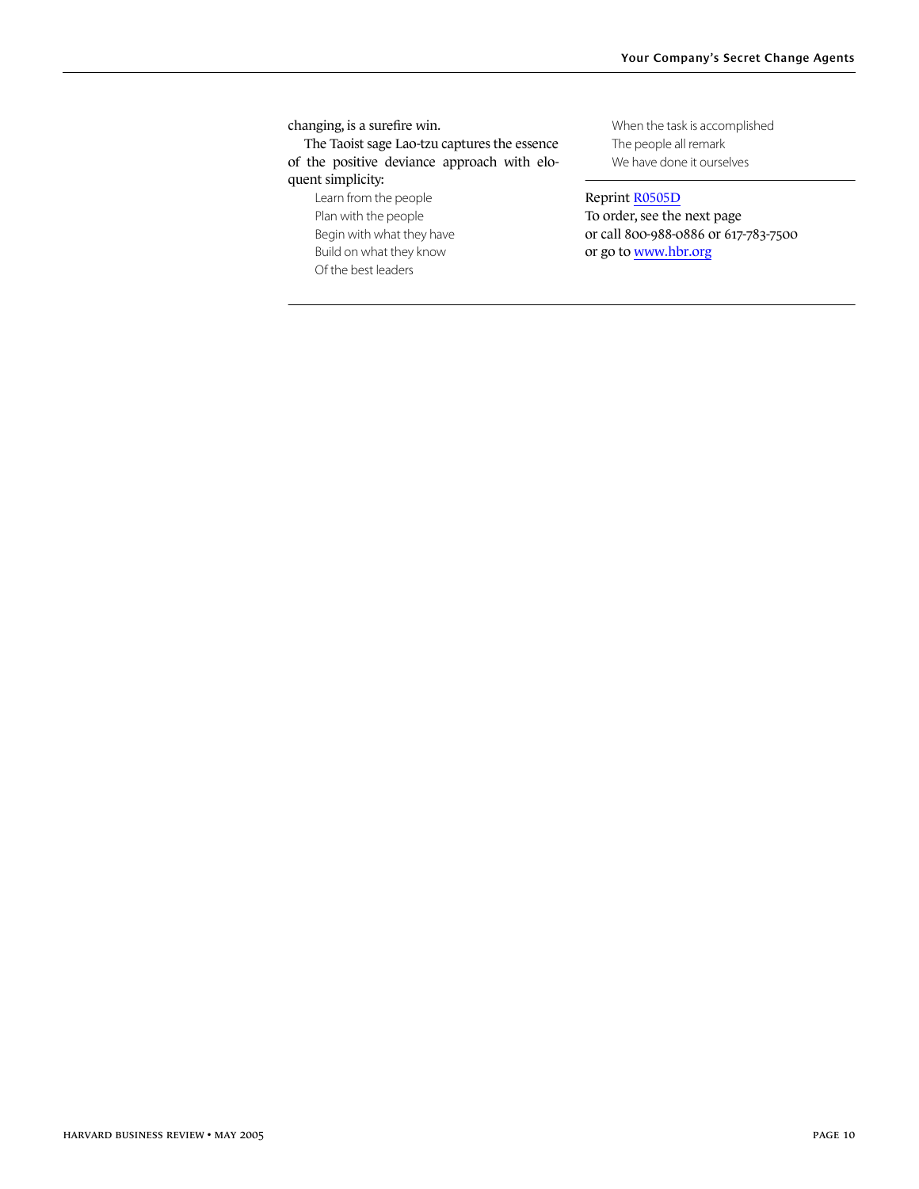changing, is a surefire win.

The Taoist sage Lao-tzu captures the essence of the positive deviance approach with eloquent simplicity:

> Learn from the people
> Plan with the people
> Begin with what they have
> Build on what they know
> Of the best leaders
> When the task is accomplished
> The people all remark
> We have done it ourselves

Reprint R0505D
To order, see the next page
or call 800-988-0886 or 617-783-7500
or go to www.hbr.org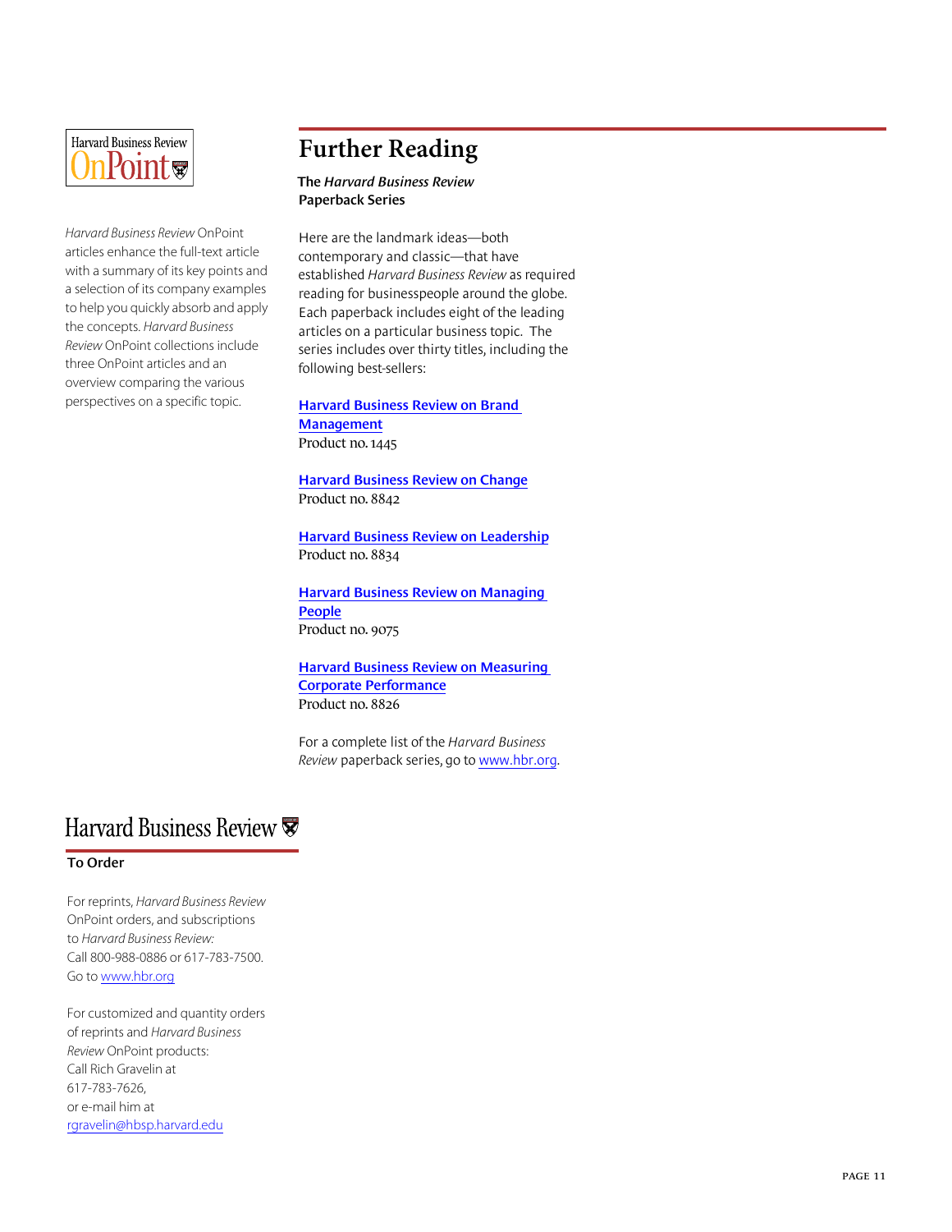Harvard Business Review OnPoint

*Harvard Business Review* OnPoint articles enhance the full-text article with a summary of its key points and a selection of its company examples to help you quickly absorb and apply the concepts. *Harvard Business Review* OnPoint collections include three OnPoint articles and an overview comparing the various perspectives on a specific topic.

# Further Reading

**The *Harvard Business Review* Paperback Series**

Here are the landmark ideas—both contemporary and classic—that have established *Harvard Business Review* as required reading for businesspeople around the globe. Each paperback includes eight of the leading articles on a particular business topic. The series includes over thirty titles, including the following best-sellers:

**Harvard Business Review on Brand Management**
Product no. 1445

**Harvard Business Review on Change**
Product no. 8842

**Harvard Business Review on Leadership**
Product no. 8834

**Harvard Business Review on Managing People**
Product no. 9075

**Harvard Business Review on Measuring Corporate Performance**
Product no. 8826

For a complete list of the *Harvard Business Review* paperback series, go to www.hbr.org.

Harvard Business Review

**To Order**

For reprints, *Harvard Business Review* OnPoint orders, and subscriptions to *Harvard Business Review:*
Call 800-988-0886 or 617-783-7500.
Go to www.hbr.org

For customized and quantity orders of reprints and *Harvard Business Review* OnPoint products:
Call Rich Gravelin at 617-783-7626,
or e-mail him at rgravelin@hbsp.harvard.edu